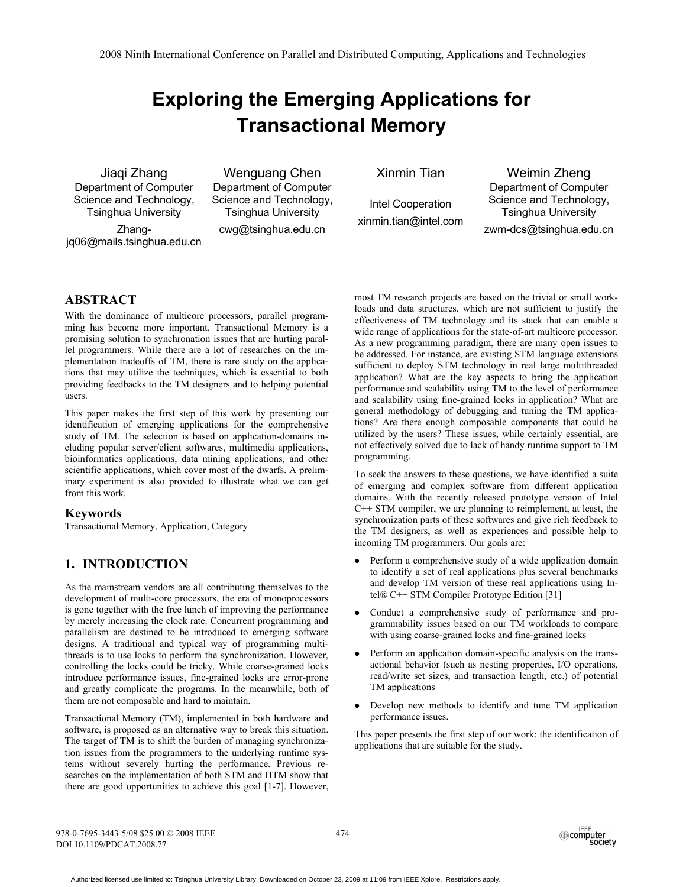# Exploring the Emerging Applications for Transactional Memory

Jiaqi Zhang
Department of Computer Science and Technology, Tsinghua University
Zhang-jq06@mails.tsinghua.edu.cn

Wenguang Chen
Department of Computer Science and Technology, Tsinghua University
cwg@tsinghua.edu.cn

Xinmin Tian
Intel Cooperation
xinmin.tian@intel.com

Weimin Zheng
Department of Computer Science and Technology, Tsinghua University
zwm-dcs@tsinghua.edu.cn

## ABSTRACT

With the dominance of multicore processors, parallel programming has become more important. Transactional Memory is a promising solution to synchronization issues that are hurting parallel programmers. While there are a lot of researches on the implementation tradeoffs of TM, there is rare study on the applications that may utilize the techniques, which is essential to both providing feedbacks to the TM designers and to helping potential users.

This paper makes the first step of this work by presenting our identification of emerging applications for the comprehensive study of TM. The selection is based on application-domains including popular server/client softwares, multimedia applications, bioinformatics applications, data mining applications, and other scientific applications, which cover most of the dwarfs. A preliminary experiment is also provided to illustrate what we can get from this work.

### Keywords

Transactional Memory, Application, Category

## 1. INTRODUCTION

As the mainstream vendors are all contributing themselves to the development of multi-core processors, the era of monoprocessors is gone together with the free lunch of improving the performance by merely increasing the clock rate. Concurrent programming and parallelism are destined to be introduced to emerging software designs. A traditional and typical way of programming multi-threads is to use locks to perform the synchronization. However, controlling the locks could be tricky. While coarse-grained locks introduce performance issues, fine-grained locks are error-prone and greatly complicate the programs. In the meanwhile, both of them are not composable and hard to maintain.

Transactional Memory (TM), implemented in both hardware and software, is proposed as an alternative way to break this situation. The target of TM is to shift the burden of managing synchronization issues from the programmers to the underlying runtime systems without severely hurting the performance. Previous researches on the implementation of both STM and HTM show that there are good opportunities to achieve this goal [1-7]. However, most TM research projects are based on the trivial or small workloads and data structures, which are not sufficient to justify the effectiveness of TM technology and its stack that can enable a wide range of applications for the state-of-art multicore processor. As a new programming paradigm, there are many open issues to be addressed. For instance, are existing STM language extensions sufficient to deploy STM technology in real large multithreaded application? What are the key aspects to bring the application performance and scalability using TM to the level of performance and scalability using fine-grained locks in application? What are general methodology of debugging and tuning the TM applications? Are there enough composable components that could be utilized by the users? These issues, while certainly essential, are not effectively solved due to lack of handy runtime support to TM programming.

To seek the answers to these questions, we have identified a suite of emerging and complex software from different application domains. With the recently released prototype version of Intel C++ STM compiler, we are planning to reimplement, at least, the synchronization parts of these softwares and give rich feedback to the TM designers, as well as experiences and possible help to incoming TM programmers. Our goals are:

- Perform a comprehensive study of a wide application domain to identify a set of real applications plus several benchmarks and develop TM version of these real applications using Intel® C++ STM Compiler Prototype Edition [31]
- Conduct a comprehensive study of performance and programmability issues based on our TM workloads to compare with using coarse-grained locks and fine-grained locks
- Perform an application domain-specific analysis on the transactional behavior (such as nesting properties, I/O operations, read/write set sizes, and transaction length, etc.) of potential TM applications
- Develop new methods to identify and tune TM application performance issues.

This paper presents the first step of our work: the identification of applications that are suitable for the study.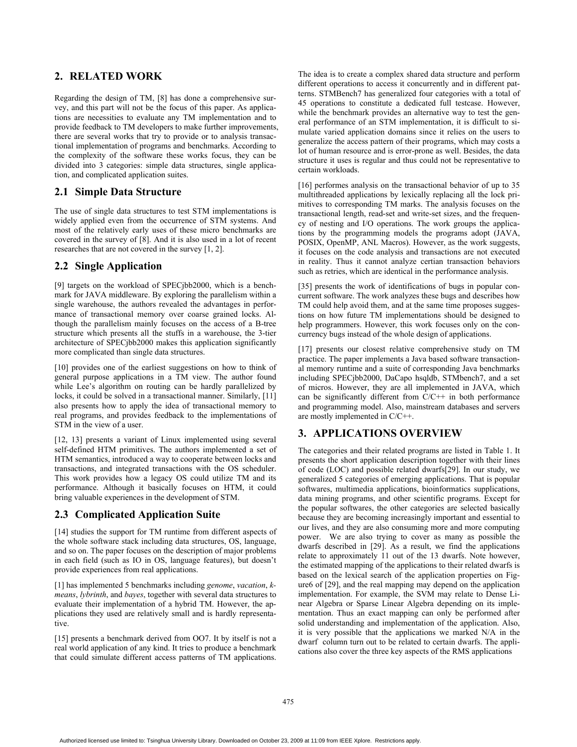## 2. RELATED WORK

Regarding the design of TM, [8] has done a comprehensive survey, and this part will not be the focus of this paper. As applications are necessities to evaluate any TM implementation and to provide feedback to TM developers to make further improvements, there are several works that try to provide or to analysis transactional implementation of programs and benchmarks. According to the complexity of the software these works focus, they can be divided into 3 categories: simple data structures, single application, and complicated application suites.

### 2.1 Simple Data Structure

The use of single data structures to test STM implementations is widely applied even from the occurrence of STM systems. And most of the relatively early uses of these micro benchmarks are covered in the survey of [8]. And it is also used in a lot of recent researches that are not covered in the survey [1, 2].

### 2.2 Single Application

[9] targets on the workload of SPECjbb2000, which is a benchmark for JAVA middleware. By exploring the parallelism within a single warehouse, the authors revealed the advantages in performance of transactional memory over coarse grained locks. Although the parallelism mainly focuses on the access of a B-tree structure which presents all the stuffs in a warehouse, the 3-tier architecture of SPECjbb2000 makes this application significantly more complicated than single data structures.

[10] provides one of the earliest suggestions on how to think of general purpose applications in a TM view. The author found while Lee's algorithm on routing can be hardly parallelized by locks, it could be solved in a transactional manner. Similarly, [11] also presents how to apply the idea of transactional memory to real programs, and provides feedback to the implementations of STM in the view of a user.

[12, 13] presents a variant of Linux implemented using several self-defined HTM primitives. The authors implemented a set of HTM semantics, introduced a way to cooperate between locks and transactions, and integrated transactions with the OS scheduler. This work provides how a legacy OS could utilize TM and its performance. Although it basically focuses on HTM, it could bring valuable experiences in the development of STM.

### 2.3 Complicated Application Suite

[14] studies the support for TM runtime from different aspects of the whole software stack including data structures, OS, language, and so on. The paper focuses on the description of major problems in each field (such as IO in OS, language features), but doesn't provide experiences from real applications.

[1] has implemented 5 benchmarks including *genome*, *vacation*, *k-means*, *lybrinth*, and *bayes*, together with several data structures to evaluate their implementation of a hybrid TM. However, the applications they used are relatively small and is hardly representative.

[15] presents a benchmark derived from OO7. It by itself is not a real world application of any kind. It tries to produce a benchmark that could simulate different access patterns of TM applications. The idea is to create a complex shared data structure and perform different operations to access it concurrently and in different patterns. STMBench7 has generalized four categories with a total of 45 operations to constitute a dedicated full testcase. However, while the benchmark provides an alternative way to test the general performance of an STM implementation, it is difficult to simulate varied application domains since it relies on the users to generalize the access pattern of their programs, which may costs a lot of human resource and is error-prone as well. Besides, the data structure it uses is regular and thus could not be representative to certain workloads.

[16] performes analysis on the transactional behavior of up to 35 multithreaded applications by lexically replacing all the lock primitives to corresponding TM marks. The analysis focuses on the transactional length, read-set and write-set sizes, and the frequency of nesting and I/O operations. The work groups the applications by the programming models the programs adopt (JAVA, POSIX, OpenMP, ANL Macros). However, as the work suggests, it focuses on the code analysis and transactions are not executed in reality. Thus it cannot analyze certian transaction behaviors such as retries, which are identical in the performance analysis.

[35] presents the work of identifications of bugs in popular concurrent software. The work analyzes these bugs and describes how TM could help avoid them, and at the same time proposes suggestions on how future TM implementations should be designed to help programmers. However, this work focuses only on the concurrency bugs instead of the whole design of applications.

[17] presents our closest relative comprehensive study on TM practice. The paper implements a Java based software transactional memory runtime and a suite of corresponding Java benchmarks including SPECjbb2000, DaCapo hsqldb, STMbench7, and a set of micros. However, they are all implemented in JAVA, which can be significantly different from C/C++ in both performance and programming model. Also, mainstream databases and servers are mostly implemented in C/C++.

## 3. APPLICATIONS OVERVIEW

The categories and their related programs are listed in Table 1. It presents the short application description together with their lines of code (LOC) and possible related dwarfs[29]. In our study, we generalized 5 categories of emerging applications. That is popular softwares, multimedia applications, bioinformatics supplications, data mining programs, and other scientific programs. Except for the popular softwares, the other categories are selected basically because they are becoming increasingly important and essential to our lives, and they are also consuming more and more computing power. We are also trying to cover as many as possible the dwarfs described in [29]. As a result, we find the applications relate to approximately 11 out of the 13 dwarfs. Note however, the estimated mapping of the applications to their related dwarfs is based on the lexical search of the application properties on Figure6 of [29], and the real mapping may depend on the application implementation. For example, the SVM may relate to Dense Linear Algebra or Sparse Linear Algebra depending on its implementation. Thus an exact mapping can only be performed after solid understanding and implementation of the application. Also, it is very possible that the applications we marked N/A in the dwarf column turn out to be related to certain dwarfs. The applications also cover the three key aspects of the RMS applications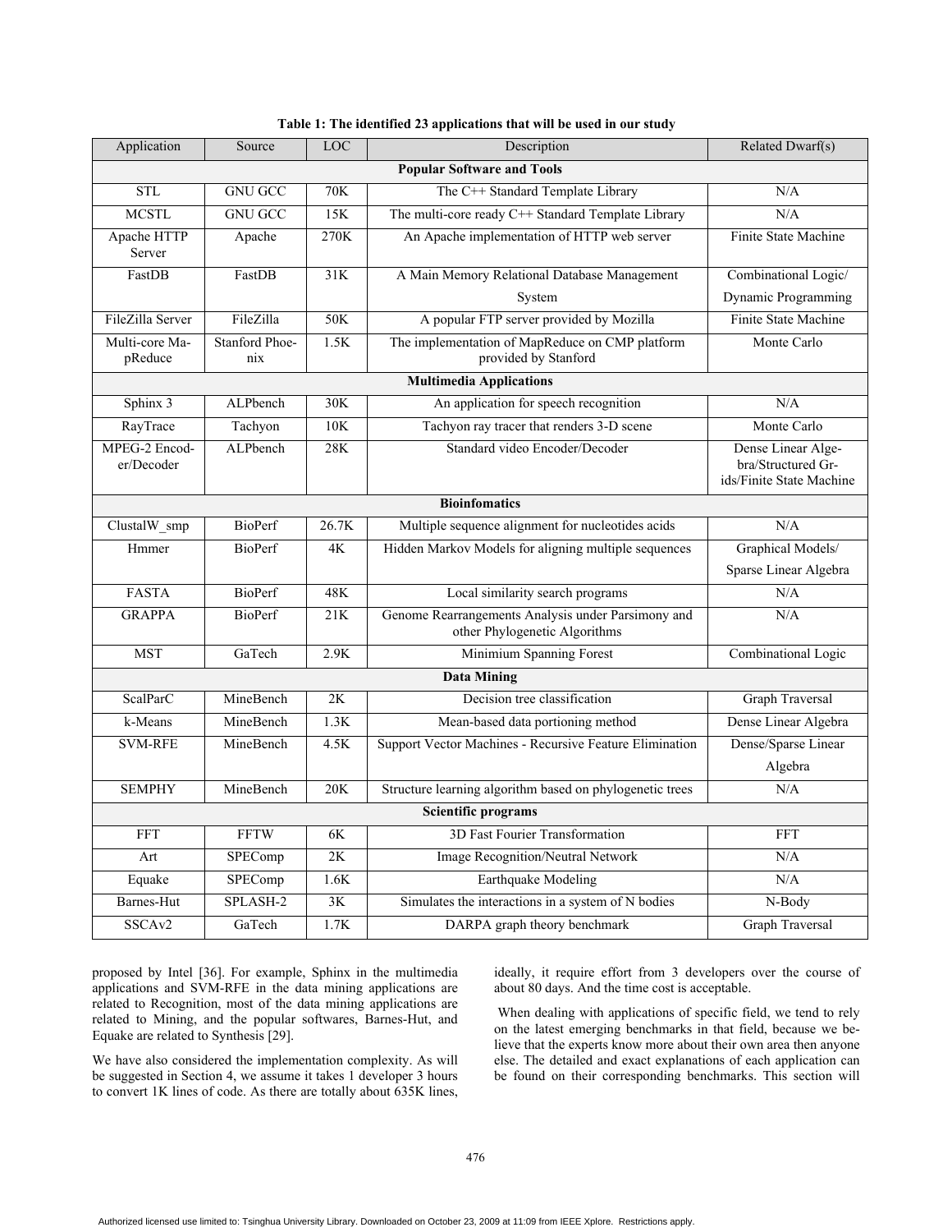**Table 1: The identified 23 applications that will be used in our study**

| Application | Source | LOC | Description | Related Dwarf(s) |
|---|---|---|---|---|
| **Popular Software and Tools** | | | | |
| STL | GNU GCC | 70K | The C++ Standard Template Library | N/A |
| MCSTL | GNU GCC | 15K | The multi-core ready C++ Standard Template Library | N/A |
| Apache HTTP Server | Apache | 270K | An Apache implementation of HTTP web server | Finite State Machine |
| FastDB | FastDB | 31K | A Main Memory Relational Database Management System | Combinational Logic/ Dynamic Programming |
| FileZilla Server | FileZilla | 50K | A popular FTP server provided by Mozilla | Finite State Machine |
| Multi-core MapReduce | Stanford Phoenix | 1.5K | The implementation of MapReduce on CMP platform provided by Stanford | Monte Carlo |
| **Multimedia Applications** | | | | |
| Sphinx 3 | ALPbench | 30K | An application for speech recognition | N/A |
| RayTrace | Tachyon | 10K | Tachyon ray tracer that renders 3-D scene | Monte Carlo |
| MPEG-2 Encoder/Decoder | ALPbench | 28K | Standard video Encoder/Decoder | Dense Linear Algebra/Structured Grids/Finite State Machine |
| **Bioinfomatics** | | | | |
| ClustalW_smp | BioPerf | 26.7K | Multiple sequence alignment for nucleotides acids | N/A |
| Hmmer | BioPerf | 4K | Hidden Markov Models for aligning multiple sequences | Graphical Models/ Sparse Linear Algebra |
| FASTA | BioPerf | 48K | Local similarity search programs | N/A |
| GRAPPA | BioPerf | 21K | Genome Rearrangements Analysis under Parsimony and other Phylogenetic Algorithms | N/A |
| MST | GaTech | 2.9K | Minimium Spanning Forest | Combinational Logic |
| **Data Mining** | | | | |
| ScalParC | MineBench | 2K | Decision tree classification | Graph Traversal |
| k-Means | MineBench | 1.3K | Mean-based data portioning method | Dense Linear Algebra |
| SVM-RFE | MineBench | 4.5K | Support Vector Machines - Recursive Feature Elimination | Dense/Sparse Linear Algebra |
| SEMPHY | MineBench | 20K | Structure learning algorithm based on phylogenetic trees | N/A |
| **Scientific programs** | | | | |
| FFT | FFTW | 6K | 3D Fast Fourier Transformation | FFT |
| Art | SPEComp | 2K | Image Recognition/Neutral Network | N/A |
| Equake | SPEComp | 1.6K | Earthquake Modeling | N/A |
| Barnes-Hut | SPLASH-2 | 3K | Simulates the interactions in a system of N bodies | N-Body |
| SSCAv2 | GaTech | 1.7K | DARPA graph theory benchmark | Graph Traversal |

proposed by Intel [36]. For example, Sphinx in the multimedia applications and SVM-RFE in the data mining applications are related to Recognition, most of the data mining applications are related to Mining, and the popular softwares, Barnes-Hut, and Equake are related to Synthesis [29].

We have also considered the implementation complexity. As will be suggested in Section 4, we assume it takes 1 developer 3 hours to convert 1K lines of code. As there are totally about 635K lines, ideally, it require effort from 3 developers over the course of about 80 days. And the time cost is acceptable.

When dealing with applications of specific field, we tend to rely on the latest emerging benchmarks in that field, because we believe that the experts know more about their own area then anyone else. The detailed and exact explanations of each application can be found on their corresponding benchmarks. This section will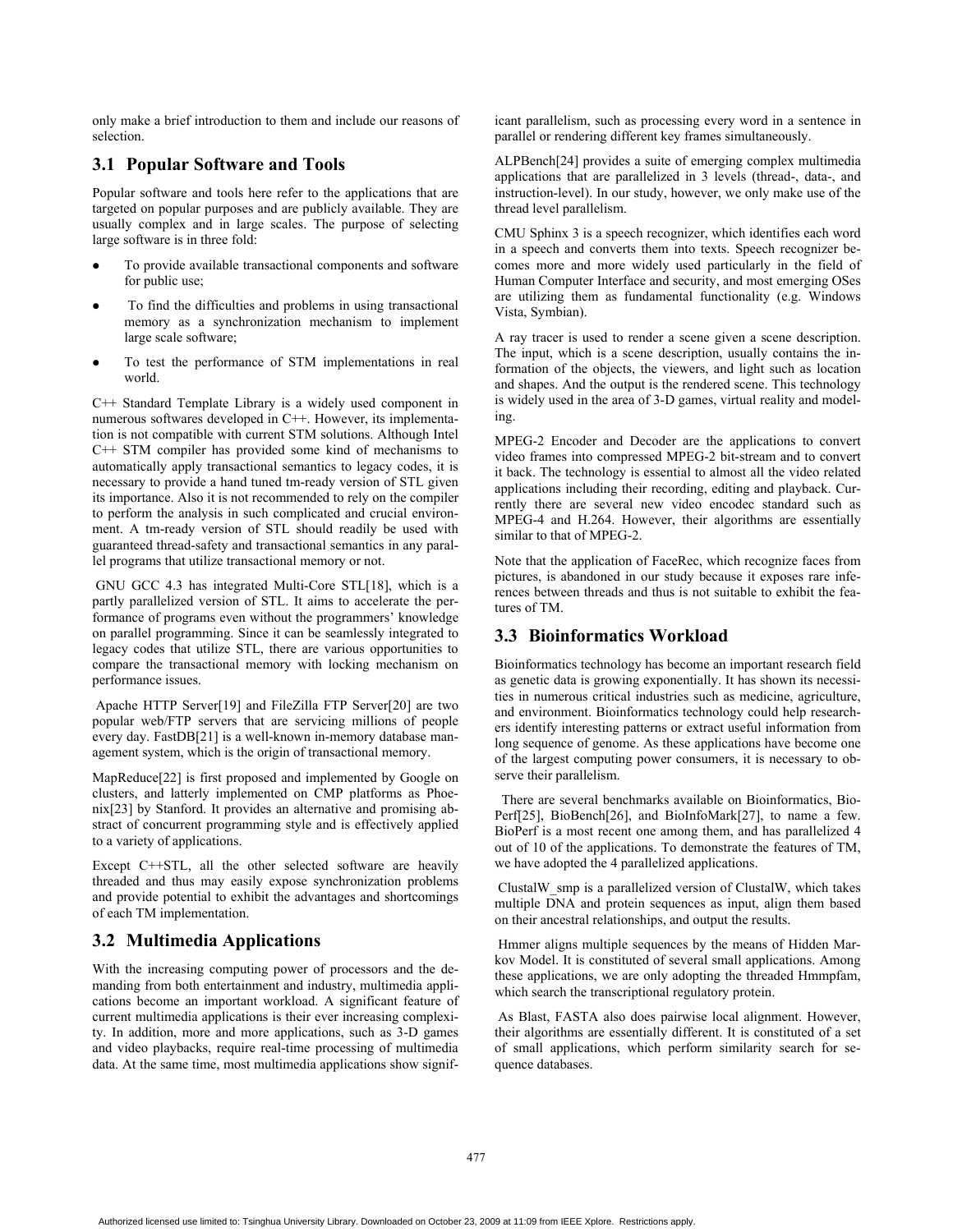only make a brief introduction to them and include our reasons of selection.

## 3.1 Popular Software and Tools

Popular software and tools here refer to the applications that are targeted on popular purposes and are publicly available. They are usually complex and in large scales. The purpose of selecting large software is in three fold:

- To provide available transactional components and software for public use;
- To find the difficulties and problems in using transactional memory as a synchronization mechanism to implement large scale software;
- To test the performance of STM implementations in real world.

C++ Standard Template Library is a widely used component in numerous softwares developed in C++. However, its implementation is not compatible with current STM solutions. Although Intel C++ STM compiler has provided some kind of mechanisms to automatically apply transactional semantics to legacy codes, it is necessary to provide a hand tuned tm-ready version of STL given its importance. Also it is not recommended to rely on the compiler to perform the analysis in such complicated and crucial environment. A tm-ready version of STL should readily be used with guaranteed thread-safety and transactional semantics in any parallel programs that utilize transactional memory or not.

GNU GCC 4.3 has integrated Multi-Core STL[18], which is a partly parallelized version of STL. It aims to accelerate the performance of programs even without the programmers' knowledge on parallel programming. Since it can be seamlessly integrated to legacy codes that utilize STL, there are various opportunities to compare the transactional memory with locking mechanism on performance issues.

Apache HTTP Server[19] and FileZilla FTP Server[20] are two popular web/FTP servers that are servicing millions of people every day. FastDB[21] is a well-known in-memory database management system, which is the origin of transactional memory.

MapReduce[22] is first proposed and implemented by Google on clusters, and latterly implemented on CMP platforms as Phoenix[23] by Stanford. It provides an alternative and promising abstract of concurrent programming style and is effectively applied to a variety of applications.

Except C++STL, all the other selected software are heavily threaded and thus may easily expose synchronization problems and provide potential to exhibit the advantages and shortcomings of each TM implementation.

## 3.2 Multimedia Applications

With the increasing computing power of processors and the demanding from both entertainment and industry, multimedia applications become an important workload. A significant feature of current multimedia applications is their ever increasing complexity. In addition, more and more applications, such as 3-D games and video playbacks, require real-time processing of multimedia data. At the same time, most multimedia applications show significant parallelism, such as processing every word in a sentence in parallel or rendering different key frames simultaneously.

ALPBench[24] provides a suite of emerging complex multimedia applications that are parallelized in 3 levels (thread-, data-, and instruction-level). In our study, however, we only make use of the thread level parallelism.

CMU Sphinx 3 is a speech recognizer, which identifies each word in a speech and converts them into texts. Speech recognizer becomes more and more widely used particularly in the field of Human Computer Interface and security, and most emerging OSes are utilizing them as fundamental functionality (e.g. Windows Vista, Symbian).

A ray tracer is used to render a scene given a scene description. The input, which is a scene description, usually contains the information of the objects, the viewers, and light such as location and shapes. And the output is the rendered scene. This technology is widely used in the area of 3-D games, virtual reality and modeling.

MPEG-2 Encoder and Decoder are the applications to convert video frames into compressed MPEG-2 bit-stream and to convert it back. The technology is essential to almost all the video related applications including their recording, editing and playback. Currently there are several new video encodec standard such as MPEG-4 and H.264. However, their algorithms are essentially similar to that of MPEG-2.

Note that the application of FaceRec, which recognize faces from pictures, is abandoned in our study because it exposes rare inferences between threads and thus is not suitable to exhibit the features of TM.

## 3.3 Bioinformatics Workload

Bioinformatics technology has become an important research field as genetic data is growing exponentially. It has shown its necessities in numerous critical industries such as medicine, agriculture, and environment. Bioinformatics technology could help researchers identify interesting patterns or extract useful information from long sequence of genome. As these applications have become one of the largest computing power consumers, it is necessary to observe their parallelism.

There are several benchmarks available on Bioinformatics, BioPerf[25], BioBench[26], and BioInfoMark[27], to name a few. BioPerf is a most recent one among them, and has parallelized 4 out of 10 of the applications. To demonstrate the features of TM, we have adopted the 4 parallelized applications.

ClustalW_smp is a parallelized version of ClustalW, which takes multiple DNA and protein sequences as input, align them based on their ancestral relationships, and output the results.

Hmmer aligns multiple sequences by the means of Hidden Markov Model. It is constituted of several small applications. Among these applications, we are only adopting the threaded Hmmpfam, which search the transcriptional regulatory protein.

As Blast, FASTA also does pairwise local alignment. However, their algorithms are essentially different. It is constituted of a set of small applications, which perform similarity search for sequence databases.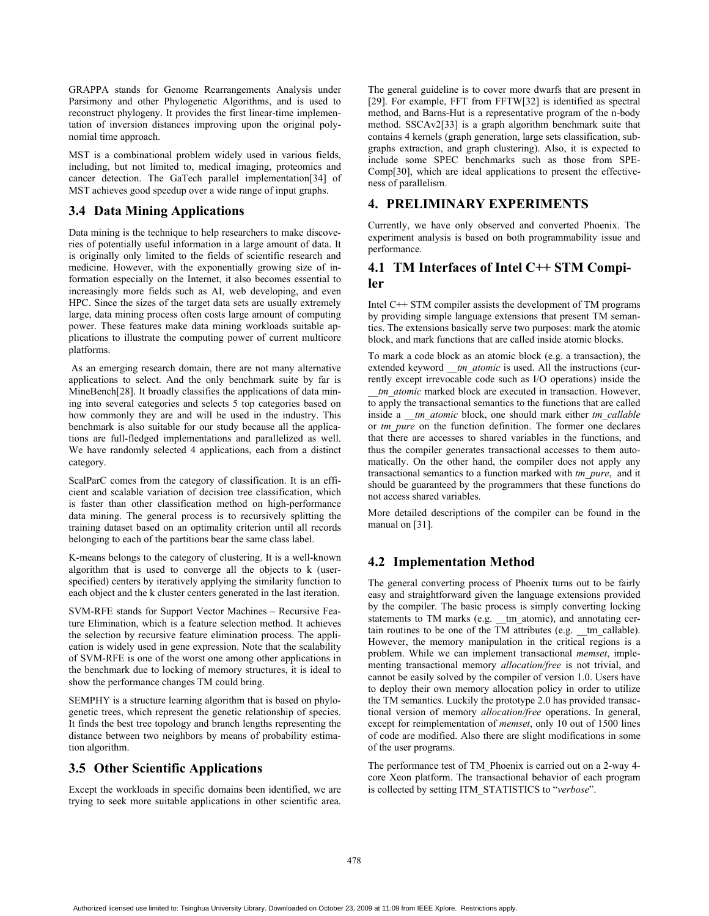GRAPPA stands for Genome Rearrangements Analysis under Parsimony and other Phylogenetic Algorithms, and is used to reconstruct phylogeny. It provides the first linear-time implementation of inversion distances improving upon the original polynomial time approach.

MST is a combinational problem widely used in various fields, including, but not limited to, medical imaging, proteomics and cancer detection. The GaTech parallel implementation[34] of MST achieves good speedup over a wide range of input graphs.

## 3.4 Data Mining Applications

Data mining is the technique to help researchers to make discoveries of potentially useful information in a large amount of data. It is originally only limited to the fields of scientific research and medicine. However, with the exponentially growing size of information especially on the Internet, it also becomes essential to increasingly more fields such as AI, web developing, and even HPC. Since the sizes of the target data sets are usually extremely large, data mining process often costs large amount of computing power. These features make data mining workloads suitable applications to illustrate the computing power of current multicore platforms.

As an emerging research domain, there are not many alternative applications to select. And the only benchmark suite by far is MineBench[28]. It broadly classifies the applications of data mining into several categories and selects 5 top categories based on how commonly they are and will be used in the industry. This benchmark is also suitable for our study because all the applications are full-fledged implementations and parallelized as well. We have randomly selected 4 applications, each from a distinct category.

ScalParC comes from the category of classification. It is an efficient and scalable variation of decision tree classification, which is faster than other classification method on high-performance data mining. The general process is to recursively splitting the training dataset based on an optimality criterion until all records belonging to each of the partitions bear the same class label.

K-means belongs to the category of clustering. It is a well-known algorithm that is used to converge all the objects to k (user-specified) centers by iteratively applying the similarity function to each object and the k cluster centers generated in the last iteration.

SVM-RFE stands for Support Vector Machines – Recursive Feature Elimination, which is a feature selection method. It achieves the selection by recursive feature elimination process. The application is widely used in gene expression. Note that the scalability of SVM-RFE is one of the worst one among other applications in the benchmark due to locking of memory structures, it is ideal to show the performance changes TM could bring.

SEMPHY is a structure learning algorithm that is based on phylogenetic trees, which represent the genetic relationship of species. It finds the best tree topology and branch lengths representing the distance between two neighbors by means of probability estimation algorithm.

## 3.5 Other Scientific Applications

Except the workloads in specific domains been identified, we are trying to seek more suitable applications in other scientific area. The general guideline is to cover more dwarfs that are present in [29]. For example, FFT from FFTW[32] is identified as spectral method, and Barns-Hut is a representative program of the n-body method. SSCAv2[33] is a graph algorithm benchmark suite that contains 4 kernels (graph generation, large sets classification, sub-graphs extraction, and graph clustering). Also, it is expected to include some SPEC benchmarks such as those from SPE-Comp[30], which are ideal applications to present the effectiveness of parallelism.

# 4. PRELIMINARY EXPERIMENTS

Currently, we have only observed and converted Phoenix. The experiment analysis is based on both programmability issue and performance.

## 4.1 TM Interfaces of Intel C++ STM Compiler

Intel C++ STM compiler assists the development of TM programs by providing simple language extensions that present TM semantics. The extensions basically serve two purposes: mark the atomic block, and mark functions that are called inside atomic blocks.

To mark a code block as an atomic block (e.g. a transaction), the extended keyword *__tm_atomic* is used. All the instructions (currently except irrevocable code such as I/O operations) inside the *__tm_atomic* marked block are executed in transaction. However, to apply the transactional semantics to the functions that are called inside a *__tm_atomic* block, one should mark either *tm_callable* or *tm_pure* on the function definition. The former one declares that there are accesses to shared variables in the functions, and thus the compiler generates transactional accesses to them automatically. On the other hand, the compiler does not apply any transactional semantics to a function marked with *tm_pure*, and it should be guaranteed by the programmers that these functions do not access shared variables.

More detailed descriptions of the compiler can be found in the manual on [31].

## 4.2 Implementation Method

The general converting process of Phoenix turns out to be fairly easy and straightforward given the language extensions provided by the compiler. The basic process is simply converting locking statements to TM marks (e.g. __tm_atomic), and annotating certain routines to be one of the TM attributes (e.g. __tm_callable). However, the memory manipulation in the critical regions is a problem. While we can implement transactional *memset*, implementing transactional memory *allocation/free* is not trivial, and cannot be easily solved by the compiler of version 1.0. Users have to deploy their own memory allocation policy in order to utilize the TM semantics. Luckily the prototype 2.0 has provided transactional version of memory *allocation/free* operations. In general, except for reimplementation of *memset*, only 10 out of 1500 lines of code are modified. Also there are slight modifications in some of the user programs.

The performance test of TM_Phoenix is carried out on a 2-way 4-core Xeon platform. The transactional behavior of each program is collected by setting ITM_STATISTICS to "*verbose*".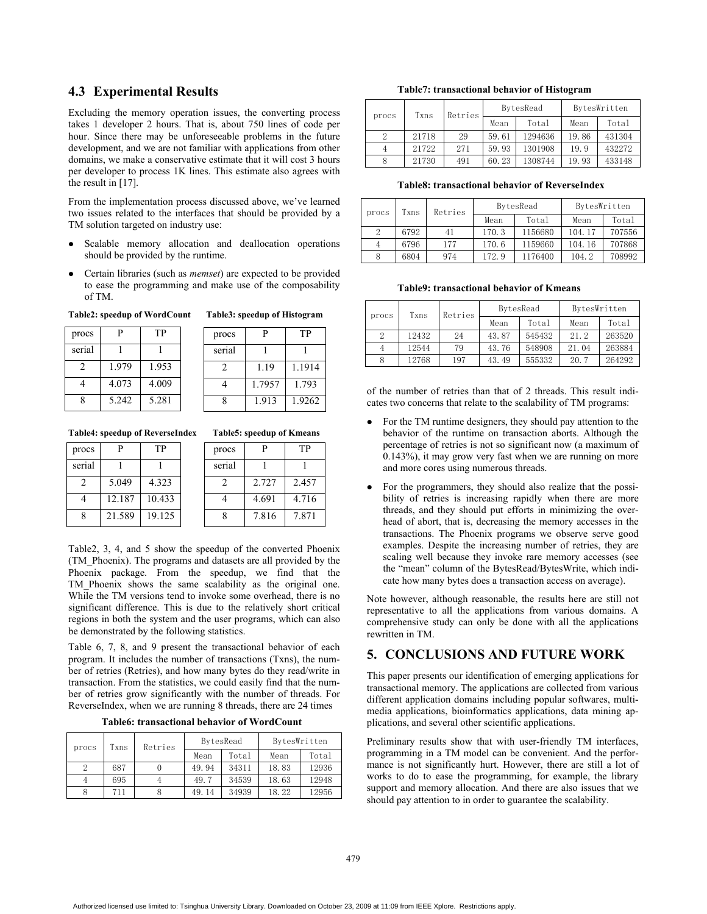### 4.3 Experimental Results

Excluding the memory operation issues, the converting process takes 1 developer 2 hours. That is, about 750 lines of code per hour. Since there may be unforeseeable problems in the future development, and we are not familiar with applications from other domains, we make a conservative estimate that it will cost 3 hours per developer to process 1K lines. This estimate also agrees with the result in [17].

From the implementation process discussed above, we've learned two issues related to the interfaces that should be provided by a TM solution targeted on industry use:

- Scalable memory allocation and deallocation operations should be provided by the runtime.
- Certain libraries (such as *memset*) are expected to be provided to ease the programming and make use of the composability of TM.

**Table2: speedup of WordCount**

| procs | P | TP |
|---|---|---|
| serial | 1 | 1 |
| 2 | 1.979 | 1.953 |
| 4 | 4.073 | 4.009 |
| 8 | 5.242 | 5.281 |

**Table3: speedup of Histogram**

| procs | P | TP |
|---|---|---|
| serial | 1 | 1 |
| 2 | 1.19 | 1.1914 |
| 4 | 1.7957 | 1.793 |
| 8 | 1.913 | 1.9262 |

**Table4: speedup of ReverseIndex**

| procs | P | TP |
|---|---|---|
| serial | 1 | 1 |
| 2 | 5.049 | 4.323 |
| 4 | 12.187 | 10.433 |
| 8 | 21.589 | 19.125 |

**Table5: speedup of Kmeans**

| procs | P | TP |
|---|---|---|
| serial | 1 | 1 |
| 2 | 2.727 | 2.457 |
| 4 | 4.691 | 4.716 |
| 8 | 7.816 | 7.871 |

Table2, 3, 4, and 5 show the speedup of the converted Phoenix (TM_Phoenix). The programs and datasets are all provided by the Phoenix package. From the speedup, we find that the TM_Phoenix shows the same scalability as the original one. While the TM versions tend to invoke some overhead, there is no significant difference. This is due to the relatively short critical regions in both the system and the user programs, which can also be demonstrated by the following statistics.

Table 6, 7, 8, and 9 present the transactional behavior of each program. It includes the number of transactions (Txns), the number of retries (Retries), and how many bytes do they read/write in transaction. From the statistics, we could easily find that the number of retries grow significantly with the number of threads. For ReverseIndex, when we are running 8 threads, there are 24 times of the number of retries than that of 2 threads. This result indicates two concerns that relate to the scalability of TM programs:

**Table6: transactional behavior of WordCount**

| procs | Txns | Retries | BytesRead | | BytesWritten | |
|---|---|---|---|---|---|---|
| | | | Mean | Total | Mean | Total |
| 2 | 687 | 0 | 49.94 | 34311 | 18.83 | 12936 |
| 4 | 695 | 4 | 49.7 | 34539 | 18.63 | 12948 |
| 8 | 711 | 8 | 49.14 | 34939 | 18.22 | 12956 |

**Table7: transactional behavior of Histogram**

| procs | Txns | Retries | BytesRead | | BytesWritten | |
|---|---|---|---|---|---|---|
| | | | Mean | Total | Mean | Total |
| 2 | 21718 | 29 | 59.61 | 1294636 | 19.86 | 431304 |
| 4 | 21722 | 271 | 59.93 | 1301908 | 19.9 | 432272 |
| 8 | 21730 | 491 | 60.23 | 1308744 | 19.93 | 433148 |

**Table8: transactional behavior of ReverseIndex**

| procs | Txns | Retries | BytesRead | | BytesWritten | |
|---|---|---|---|---|---|---|
| | | | Mean | Total | Mean | Total |
| 2 | 6792 | 41 | 170.3 | 1156680 | 104.17 | 707556 |
| 4 | 6796 | 177 | 170.6 | 1159660 | 104.16 | 707868 |
| 8 | 6804 | 974 | 172.9 | 1176400 | 104.2 | 708992 |

**Table9: transactional behavior of Kmeans**

| procs | Txns | Retries | BytesRead | | BytesWritten | |
|---|---|---|---|---|---|---|
| | | | Mean | Total | Mean | Total |
| 2 | 12432 | 24 | 43.87 | 545432 | 21.2 | 263520 |
| 4 | 12544 | 79 | 43.76 | 548908 | 21.04 | 263884 |
| 8 | 12768 | 197 | 43.49 | 555332 | 20.7 | 264292 |

- For the TM runtime designers, they should pay attention to the behavior of the runtime on transaction aborts. Although the percentage of retries is not so significant now (a maximum of 0.143%), it may grow very fast when we are running on more and more cores using numerous threads.
- For the programmers, they should also realize that the possibility of retries is increasing rapidly when there are more threads, and they should put efforts in minimizing the overhead of abort, that is, decreasing the memory accesses in the transactions. The Phoenix programs we observe serve good examples. Despite the increasing number of retries, they are scaling well because they invoke rare memory accesses (see the "mean" column of the BytesRead/BytesWrite, which indicate how many bytes does a transaction access on average).

Note however, although reasonable, the results here are still not representative to all the applications from various domains. A comprehensive study can only be done with all the applications rewritten in TM.

## 5. CONCLUSIONS AND FUTURE WORK

This paper presents our identification of emerging applications for transactional memory. The applications are collected from various different application domains including popular softwares, multimedia applications, bioinformatics applications, data mining applications, and several other scientific applications.

Preliminary results show that with user-friendly TM interfaces, programming in a TM model can be convenient. And the performance is not significantly hurt. However, there are still a lot of works to do to ease the programming, for example, the library support and memory allocation. And there are also issues that we should pay attention to in order to guarantee the scalability.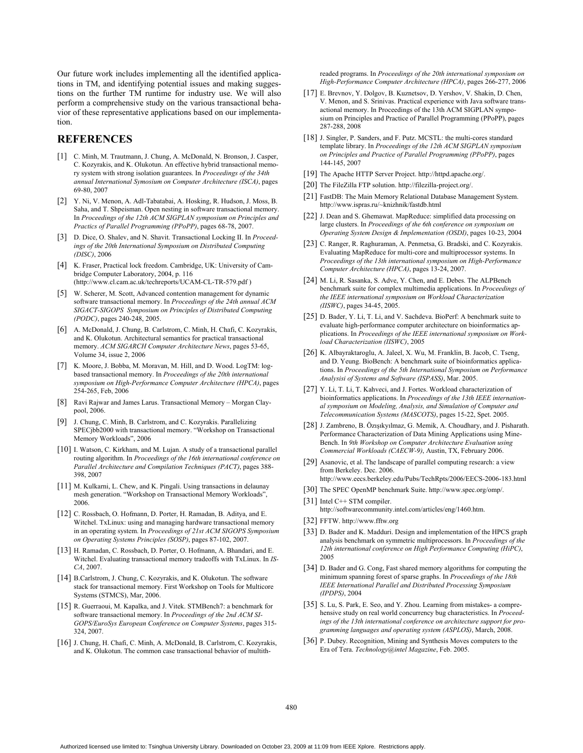Our future work includes implementing all the identified applications in TM, and identifying potential issues and making suggestions on the further TM runtime for industry use. We will also perform a comprehensive study on the various transactional behavior of these representative applications based on our implementation.

## REFERENCES

[1] C. Minh, M. Trautmann, J. Chung, A. McDonald, N. Bronson, J. Casper, C. Kozyrakis, and K. Olukotun. An effective hybrid transactional memory system with strong isolation guarantees. In *Proceedings of the 34th annual International Symosium on Computer Architecture (ISCA)*, pages 69-80, 2007

[2] Y. Ni, V. Menon, A. Adl-Tabatabai, A. Hosking, R. Hudson, J. Moss, B. Saha, and T. Shpeisman. Open nesting in software transactional memory. In *Proceedings of the 12th ACM SIGPLAN symposium on Principles and Practics of Parallel Programming (PPoPP)*, pages 68-78, 2007.

[3] D. Dice, O. Shalev, and N. Shavit. Transactional Locking II. In *Proceedings of the 20th International Symposium on Distributed Computing (DISC)*, 2006

[4] K. Fraser, Practical lock freedom. Cambridge, UK: University of Cambridge Computer Laboratory, 2004, p. 116 (http://www.cl.cam.ac.uk/techreports/UCAM-CL-TR-579.pdf )

[5] W. Scherer, M. Scott, Advanced contention management for dynamic software transactional memory. In *Proceedings of the 24th annual ACM SIGACT-SIGOPS Symposium on Principles of Distributed Computing (PODC)*, pages 240-248, 2005.

[6] A. McDonald, J. Chung, B. Carlstrom, C. Minh, H. Chafi, C. Kozyrakis, and K. Olukotun. Architectural semantics for practical transactional memory. *ACM SIGARCH Computer Architecture News*, pages 53-65, Volume 34, issue 2, 2006

[7] K. Moore, J. Bobba, M. Moravan, M. Hill, and D. Wood. LogTM: log-based transactional memory. In *Proceedings of the 20th international symposium on High-Performance Computer Architecture (HPCA)*, pages 254-265, Feb, 2006

[8] Ravi Rajwar and James Larus. Transactional Memory – Morgan Claypool, 2006.

[9] J. Chung, C. Minh, B. Carlstrom, and C. Kozyrakis. Parallelizing SPECjbb2000 with transactional memory. "Workshop on Transactional Memory Workloads", 2006

[10] I. Watson, C. Kirkham, and M. Lujan. A study of a transactional parallel routing algorithm. In *Proceedings of the 16th international conference on Parallel Architecture and Compilation Techniques (PACT)*, pages 388-398, 2007

[11] M. Kulkarni, L. Chew, and K. Pingali. Using transactions in delaunay mesh generation. "Workshop on Transactional Memory Workloads", 2006.

[12] C. Rossbach, O. Hofmann, D. Porter, H. Ramadan, B. Aditya, and E. Witchel. TxLinux: using and managing hardware transactional memory in an operating system. In *Proceedings of 21st ACM SIGOPS Symposium on Operating Systems Principles (SOSP)*, pages 87-102, 2007.

[13] H. Ramadan, C. Rossbach, D. Porter, O. Hofmann, A. Bhandari, and E. Witchel. Evaluating transactional memory tradeoffs with TxLinux. In *ISCA*, 2007.

[14] B.Carlstrom, J. Chung, C. Kozyrakis, and K. Olukotun. The software stack for transactional memory. First Workshop on Tools for Multicore Systems (STMCS), Mar, 2006.

[15] R. Guerraoui, M. Kapalka, and J. Vitek. STMBench7: a benchmark for software transactional memory. In *Proceedings of the 2nd ACM SIGOPS/EuroSys European Conference on Computer Systems*, pages 315-324, 2007.

[16] J. Chung, H. Chafi, C. Minh, A. McDonald, B. Carlstrom, C. Kozyrakis, and K. Olukotun. The common case transactional behavior of multithreaded programs. In *Proceedings of the 20th international symposium on High-Performance Computer Architecture (HPCA)*, pages 266-277, 2006

[17] E. Brevnov, Y. Dolgov, B. Kuznetsov, D. Yershov, V. Shakin, D. Chen, V. Menon, and S. Srinivas. Practical experience with Java software transactional memory. In Proceedings of the 13th ACM SIGPLAN symposium on Principles and Practice of Parallel Programming (PPoPP), pages 287-288, 2008

[18] J. Singler, P. Sanders, and F. Putz. MCSTL: the multi-cores standard template library. In *Proceedings of the 12th ACM SIGPLAN symposium on Principles and Practice of Parallel Programming (PPoPP)*, pages 144-145, 2007

[19] The Apache HTTP Server Project. http://httpd.apache.org/.

[20] The FileZilla FTP solution. http://filezilla-project.org/.

[21] FastDB: The Main Memory Relational Database Management System. http://www.ispras.ru/~knizhnik/fastdb.html

[22] J. Dean and S. Ghemawat. MapReduce: simplified data processing on large clusters. In *Proceedings of the 6th conference on symposium on Operating System Design & Implementation (OSDI)*, pages 10-23, 2004

[23] C. Ranger, R. Raghuraman, A. Penmetsa, G. Bradski, and C. Kozyrakis. Evaluating MapReduce for multi-core and multiprocessor systems. In *Proceedings of the 13th international symposium on High-Performance Computer Architecture (HPCA)*, pages 13-24, 2007.

[24] M. Li, R. Sasanka, S. Adve, Y. Chen, and E. Debes. The ALPBench benchmark suite for complex multimedia applications. In *Proceedings of the IEEE international symposium on Workload Characterization (IISWC)*, pages 34-45, 2005.

[25] D. Bader, Y. Li, T. Li, and V. Sachdeva. BioPerf: A benchmark suite to evaluate high-performance computer architecture on bioinformatics applications. In *Proceedings of the IEEE international symposium on Workload Characterization (IISWC)*, 2005

[26] K. Albayraktaroglu, A. Jaleel, X. Wu, M. Franklin, B. Jacob, C. Tseng, and D. Yeung. BioBench: A benchmark suite of bioinformatics applications. In *Proceedings of the 5th International Symposium on Performance Analysisi of Systems and Software (ISPASS)*, Mar. 2005.

[27] Y. Li, T. Li, T. Kahveci, and J. Fortes. Workload characterization of bioinformatics applications. In *Proceedings of the 13th IEEE international symposium on Modeling, Analysis, and Simulation of Computer and Telecommunication Systems (MASCOTS)*, pages 15-22, Spet. 2005.

[28] J. Zambreno, B. Özışıkyılmaz, G. Memik, A. Choudhary, and J. Pisharath. Performance Characterization of Data Mining Applications using MineBench. In *9th Workshop on Computer Architecture Evaluation using Commercial Workloads (CAECW-9)*, Austin, TX, February 2006.

[29] Asanovic, et al. The landscape of parallel computing research: a view from Berkeley. Dec. 2006. http://www.eecs.berkeley.edu/Pubs/TechRpts/2006/EECS-2006-183.html

[30] The SPEC OpenMP benchmark Suite. http://www.spec.org/omp/.

[31] Intel C++ STM compiler. http://softwarecommunity.intel.com/articles/eng/1460.htm.

[32] FFTW. http://www.fftw.org

[33] D. Bader and K. Madduri. Design and implementation of the HPCS graph analysis benchmark on symmetric multiprocessors. In *Proceedings of the 12th international conference on High Performance Computing (HiPC)*, 2005

[34] D. Bader and G. Cong, Fast shared memory algorithms for computing the minimum spanning forest of sparse graphs. In *Proceedings of the 18th IEEE International Parallel and Distributed Processing Symposium (IPDPS)*, 2004

[35] S. Lu, S. Park, E. Seo, and Y. Zhou. Learning from mistakes- a comprehensive study on real world concurrency bug characteristics. In *Proceedings of the 13th international conference on architecture support for programming languages and operating system (ASPLOS)*, March, 2008.

[36] P. Dubey. Recognition, Mining and Synthesis Moves computers to the Era of Tera. *Technology@intel Magazine*, Feb. 2005.